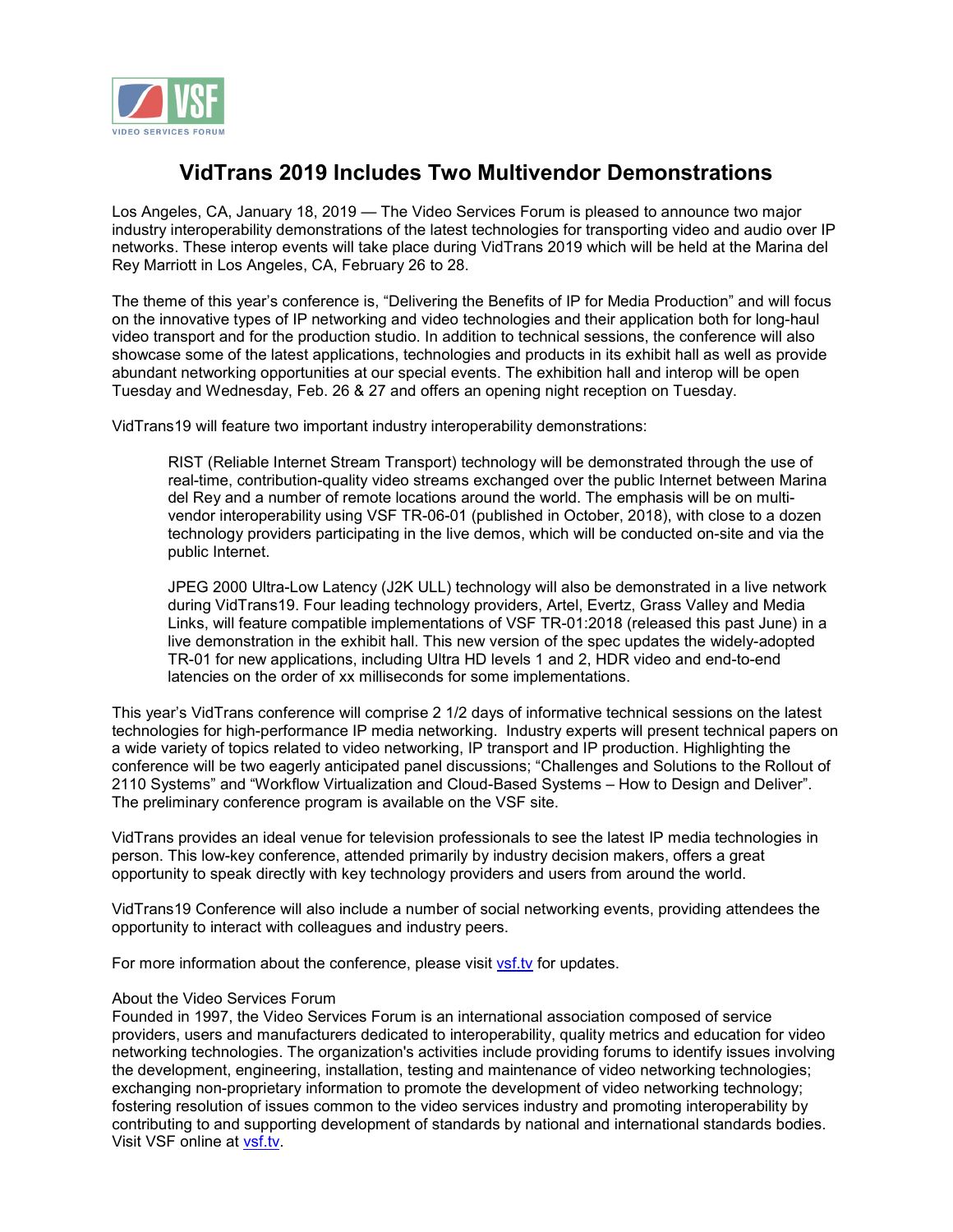# VidTrans 2019 Includes Two Multivendor Demonstrations

Los Angeles, CA, January 18, 2019 — The Video Services Forum is pleased to announce two major industry interoperability demonstrations of the latest technologies for transporting video and audio over IP networks. These interop events will take place during VidTrans 2019 which will be held at the Marina del Rey Marriott in Los Angeles, CA, February 26 to 28.

The theme of this year's conference is, "Delivering the Benefits of IP for Media Production" and will focus on the innovative types of IP networking and video technologies and their application both for long-haul video transport and for the production studio. In addition to technical sessions, the conference will also showcase some of the latest applications, technologies and products in its exhibit hall as well as provide abundant networking opportunities at our special events. The exhibition hall and interop will be open Tuesday and Wednesday, Feb. 26 & 27 and offers an opening night reception on Tuesday.

VidTrans19 will feature two important industry interoperability demonstrations:

> RIST (Reliable Internet Stream Transport) technology will be demonstrated through the use of real-time, contribution-quality video streams exchanged over the public Internet between Marina del Rey and a number of remote locations around the world. The emphasis will be on multi-vendor interoperability using VSF TR-06-01 (published in October, 2018), with close to a dozen technology providers participating in the live demos, which will be conducted on-site and via the public Internet.
>
> JPEG 2000 Ultra-Low Latency (J2K ULL) technology will also be demonstrated in a live network during VidTrans19. Four leading technology providers, Artel, Evertz, Grass Valley and Media Links, will feature compatible implementations of VSF TR-01:2018 (released this past June) in a live demonstration in the exhibit hall. This new version of the spec updates the widely-adopted TR-01 for new applications, including Ultra HD levels 1 and 2, HDR video and end-to-end latencies on the order of xx milliseconds for some implementations.

This year's VidTrans conference will comprise 2 1/2 days of informative technical sessions on the latest technologies for high-performance IP media networking. Industry experts will present technical papers on a wide variety of topics related to video networking, IP transport and IP production. Highlighting the conference will be two eagerly anticipated panel discussions; "Challenges and Solutions to the Rollout of 2110 Systems" and "Workflow Virtualization and Cloud-Based Systems – How to Design and Deliver". The preliminary conference program is available on the VSF site.

VidTrans provides an ideal venue for television professionals to see the latest IP media technologies in person. This low-key conference, attended primarily by industry decision makers, offers a great opportunity to speak directly with key technology providers and users from around the world.

VidTrans19 Conference will also include a number of social networking events, providing attendees the opportunity to interact with colleagues and industry peers.

For more information about the conference, please visit vsf.tv for updates.

About the Video Services Forum
Founded in 1997, the Video Services Forum is an international association composed of service providers, users and manufacturers dedicated to interoperability, quality metrics and education for video networking technologies. The organization's activities include providing forums to identify issues involving the development, engineering, installation, testing and maintenance of video networking technologies; exchanging non-proprietary information to promote the development of video networking technology; fostering resolution of issues common to the video services industry and promoting interoperability by contributing to and supporting development of standards by national and international standards bodies. Visit VSF online at vsf.tv.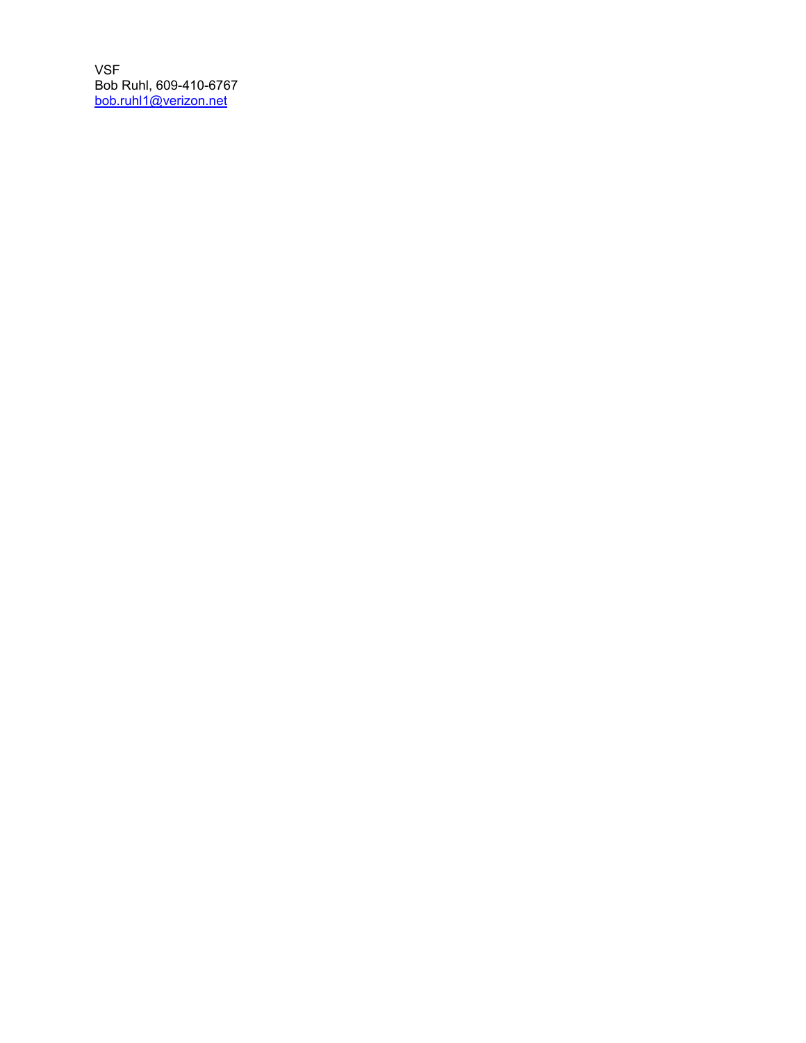VSF
Bob Ruhl, 609-410-6767
bob.ruhl1@verizon.net